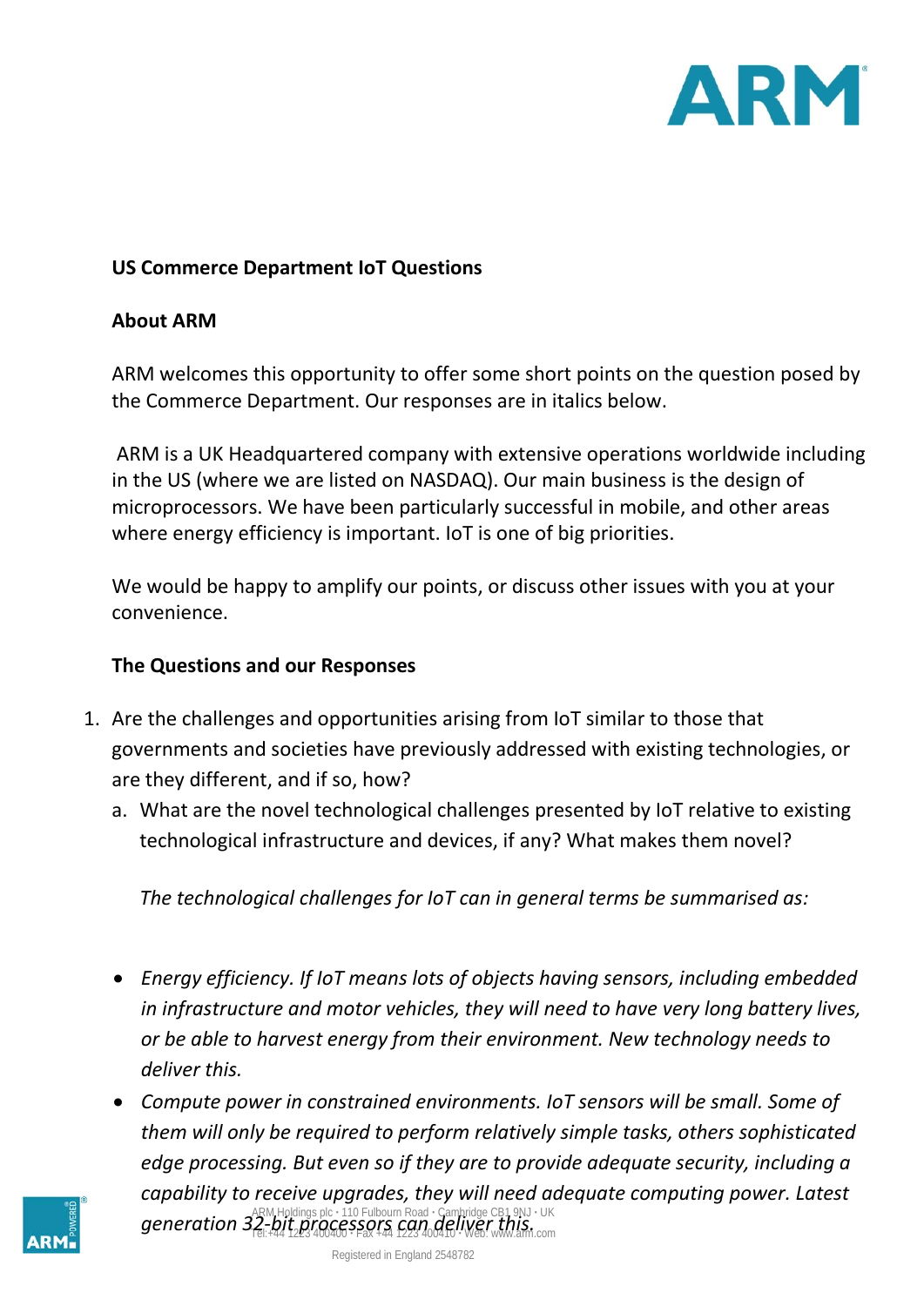**US Commerce Department IoT Questions**

**About ARM**

ARM welcomes this opportunity to offer some short points on the question posed by the Commerce Department. Our responses are in italics below.

ARM is a UK Headquartered company with extensive operations worldwide including in the US (where we are listed on NASDAQ). Our main business is the design of microprocessors. We have been particularly successful in mobile, and other areas where energy efficiency is important. IoT is one of big priorities.

We would be happy to amplify our points, or discuss other issues with you at your convenience.

**The Questions and our Responses**

1. Are the challenges and opportunities arising from IoT similar to those that governments and societies have previously addressed with existing technologies, or are they different, and if so, how?
   a. What are the novel technological challenges presented by IoT relative to existing technological infrastructure and devices, if any? What makes them novel?

      *The technological challenges for IoT can in general terms be summarised as:*

- *Energy efficiency. If IoT means lots of objects having sensors, including embedded in infrastructure and motor vehicles, they will need to have very long battery lives, or be able to harvest energy from their environment. New technology needs to deliver this.*
- *Compute power in constrained environments. IoT sensors will be small. Some of them will only be required to perform relatively simple tasks, others sophisticated edge processing. But even so if they are to provide adequate security, including a capability to receive upgrades, they will need adequate computing power. Latest generation 32-bit processors can deliver this.*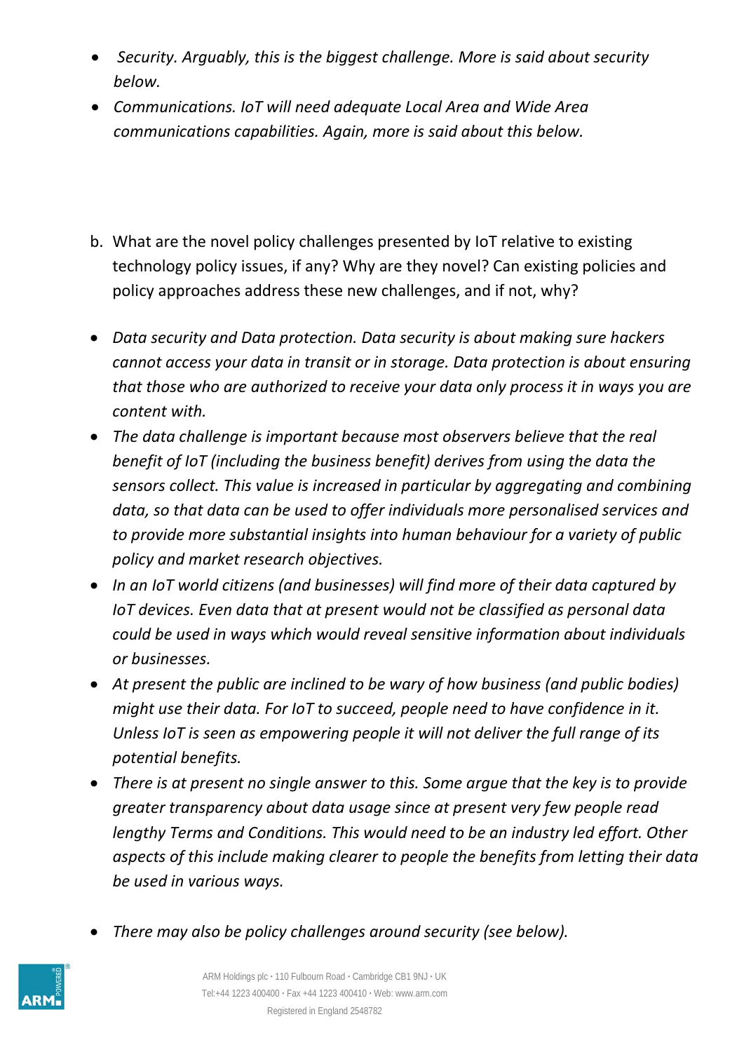- *Security. Arguably, this is the biggest challenge. More is said about security below.*
- *Communications. IoT will need adequate Local Area and Wide Area communications capabilities. Again, more is said about this below.*

b. What are the novel policy challenges presented by IoT relative to existing technology policy issues, if any? Why are they novel? Can existing policies and policy approaches address these new challenges, and if not, why?

- *Data security and Data protection. Data security is about making sure hackers cannot access your data in transit or in storage. Data protection is about ensuring that those who are authorized to receive your data only process it in ways you are content with.*
- *The data challenge is important because most observers believe that the real benefit of IoT (including the business benefit) derives from using the data the sensors collect. This value is increased in particular by aggregating and combining data, so that data can be used to offer individuals more personalised services and to provide more substantial insights into human behaviour for a variety of public policy and market research objectives.*
- *In an IoT world citizens (and businesses) will find more of their data captured by IoT devices. Even data that at present would not be classified as personal data could be used in ways which would reveal sensitive information about individuals or businesses.*
- *At present the public are inclined to be wary of how business (and public bodies) might use their data. For IoT to succeed, people need to have confidence in it. Unless IoT is seen as empowering people it will not deliver the full range of its potential benefits.*
- *There is at present no single answer to this. Some argue that the key is to provide greater transparency about data usage since at present very few people read lengthy Terms and Conditions. This would need to be an industry led effort. Other aspects of this include making clearer to people the benefits from letting their data be used in various ways.*
- *There may also be policy challenges around security (see below).*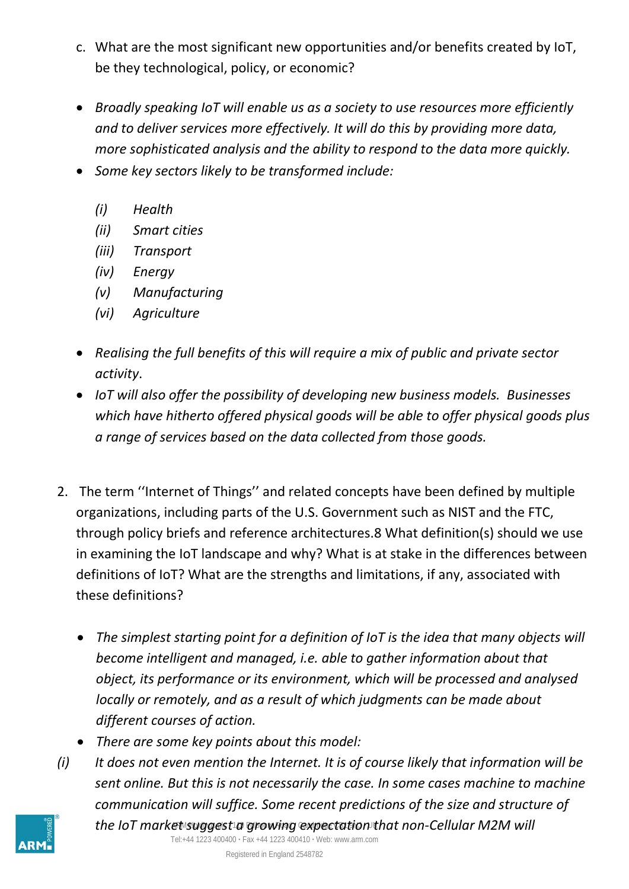c. What are the most significant new opportunities and/or benefits created by IoT, be they technological, policy, or economic?

- *Broadly speaking IoT will enable us as a society to use resources more efficiently and to deliver services more effectively. It will do this by providing more data, more sophisticated analysis and the ability to respond to the data more quickly.*
- *Some key sectors likely to be transformed include:*

  *(i) Health*
  *(ii) Smart cities*
  *(iii) Transport*
  *(iv) Energy*
  *(v) Manufacturing*
  *(vi) Agriculture*

- *Realising the full benefits of this will require a mix of public and private sector activity*.
- *IoT will also offer the possibility of developing new business models. Businesses which have hitherto offered physical goods will be able to offer physical goods plus a range of services based on the data collected from those goods.*

2. The term ''Internet of Things'' and related concepts have been defined by multiple organizations, including parts of the U.S. Government such as NIST and the FTC, through policy briefs and reference architectures.8 What definition(s) should we use in examining the IoT landscape and why? What is at stake in the differences between definitions of IoT? What are the strengths and limitations, if any, associated with these definitions?

- *The simplest starting point for a definition of IoT is the idea that many objects will become intelligent and managed, i.e. able to gather information about that object, its performance or its environment, which will be processed and analysed locally or remotely, and as a result of which judgments can be made about different courses of action.*
- *There are some key points about this model:*

*(i) It does not even mention the Internet. It is of course likely that information will be sent online. But this is not necessarily the case. In some cases machine to machine communication will suffice. Some recent predictions of the size and structure of the IoT market suggest a growing expectation that non-Cellular M2M will*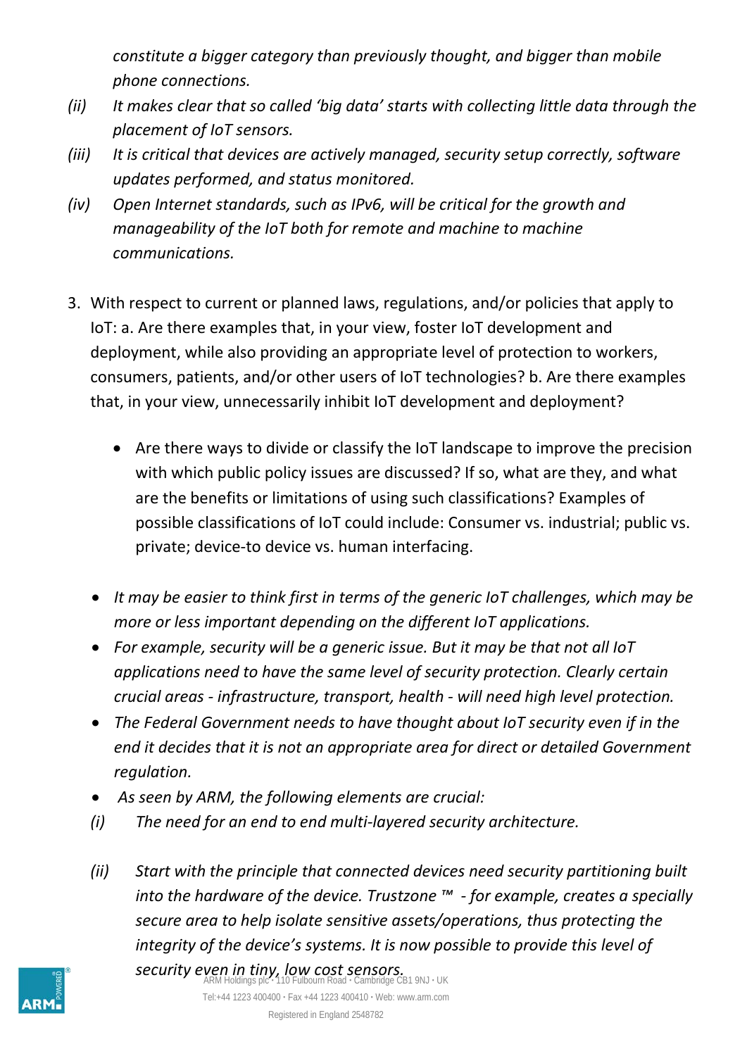*constitute a bigger category than previously thought, and bigger than mobile phone connections.*

*(ii) It makes clear that so called 'big data' starts with collecting little data through the placement of IoT sensors.*

*(iii) It is critical that devices are actively managed, security setup correctly, software updates performed, and status monitored.*

*(iv) Open Internet standards, such as IPv6, will be critical for the growth and manageability of the IoT both for remote and machine to machine communications.*

3. With respect to current or planned laws, regulations, and/or policies that apply to IoT: a. Are there examples that, in your view, foster IoT development and deployment, while also providing an appropriate level of protection to workers, consumers, patients, and/or other users of IoT technologies? b. Are there examples that, in your view, unnecessarily inhibit IoT development and deployment?

    - Are there ways to divide or classify the IoT landscape to improve the precision with which public policy issues are discussed? If so, what are they, and what are the benefits or limitations of using such classifications? Examples of possible classifications of IoT could include: Consumer vs. industrial; public vs. private; device-to device vs. human interfacing.

- *It may be easier to think first in terms of the generic IoT challenges, which may be more or less important depending on the different IoT applications.*
- *For example, security will be a generic issue. But it may be that not all IoT applications need to have the same level of security protection. Clearly certain crucial areas - infrastructure, transport, health - will need high level protection.*
- *The Federal Government needs to have thought about IoT security even if in the end it decides that it is not an appropriate area for direct or detailed Government regulation.*
- *As seen by ARM, the following elements are crucial:*

*(i) The need for an end to end multi-layered security architecture.*

*(ii) Start with the principle that connected devices need security partitioning built into the hardware of the device. Trustzone ™ - for example, creates a specially secure area to help isolate sensitive assets/operations, thus protecting the integrity of the device's systems. It is now possible to provide this level of security even in tiny, low cost sensors.*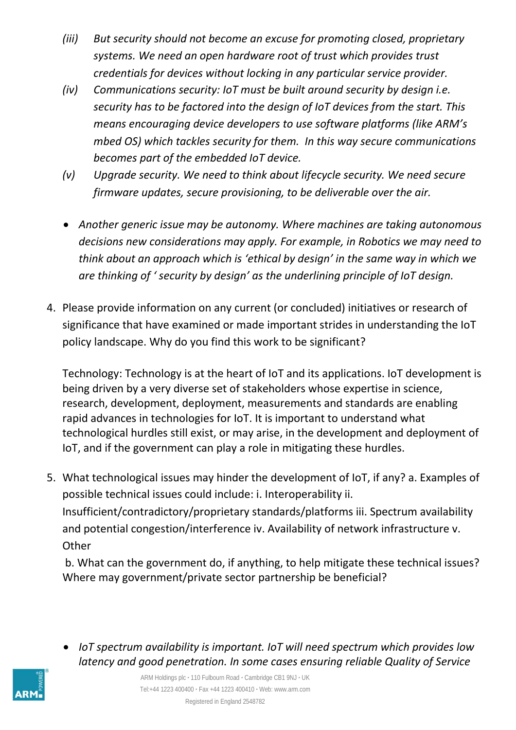(iii) *But security should not become an excuse for promoting closed, proprietary systems. We need an open hardware root of trust which provides trust credentials for devices without locking in any particular service provider.*

(iv) *Communications security: IoT must be built around security by design i.e. security has to be factored into the design of IoT devices from the start. This means encouraging device developers to use software platforms (like ARM's mbed OS) which tackles security for them. In this way secure communications becomes part of the embedded IoT device.*

(v) *Upgrade security. We need to think about lifecycle security. We need secure firmware updates, secure provisioning, to be deliverable over the air.*

- *Another generic issue may be autonomy. Where machines are taking autonomous decisions new considerations may apply. For example, in Robotics we may need to think about an approach which is 'ethical by design' in the same way in which we are thinking of ' security by design' as the underlining principle of IoT design.*

4. Please provide information on any current (or concluded) initiatives or research of significance that have examined or made important strides in understanding the IoT policy landscape. Why do you find this work to be significant?

   Technology: Technology is at the heart of IoT and its applications. IoT development is being driven by a very diverse set of stakeholders whose expertise in science, research, development, deployment, measurements and standards are enabling rapid advances in technologies for IoT. It is important to understand what technological hurdles still exist, or may arise, in the development and deployment of IoT, and if the government can play a role in mitigating these hurdles.

5. What technological issues may hinder the development of IoT, if any? a. Examples of possible technical issues could include: i. Interoperability ii. Insufficient/contradictory/proprietary standards/platforms iii. Spectrum availability and potential congestion/interference iv. Availability of network infrastructure v. Other

   b. What can the government do, if anything, to help mitigate these technical issues? Where may government/private sector partnership be beneficial?

- *IoT spectrum availability is important. IoT will need spectrum which provides low latency and good penetration. In some cases ensuring reliable Quality of Service*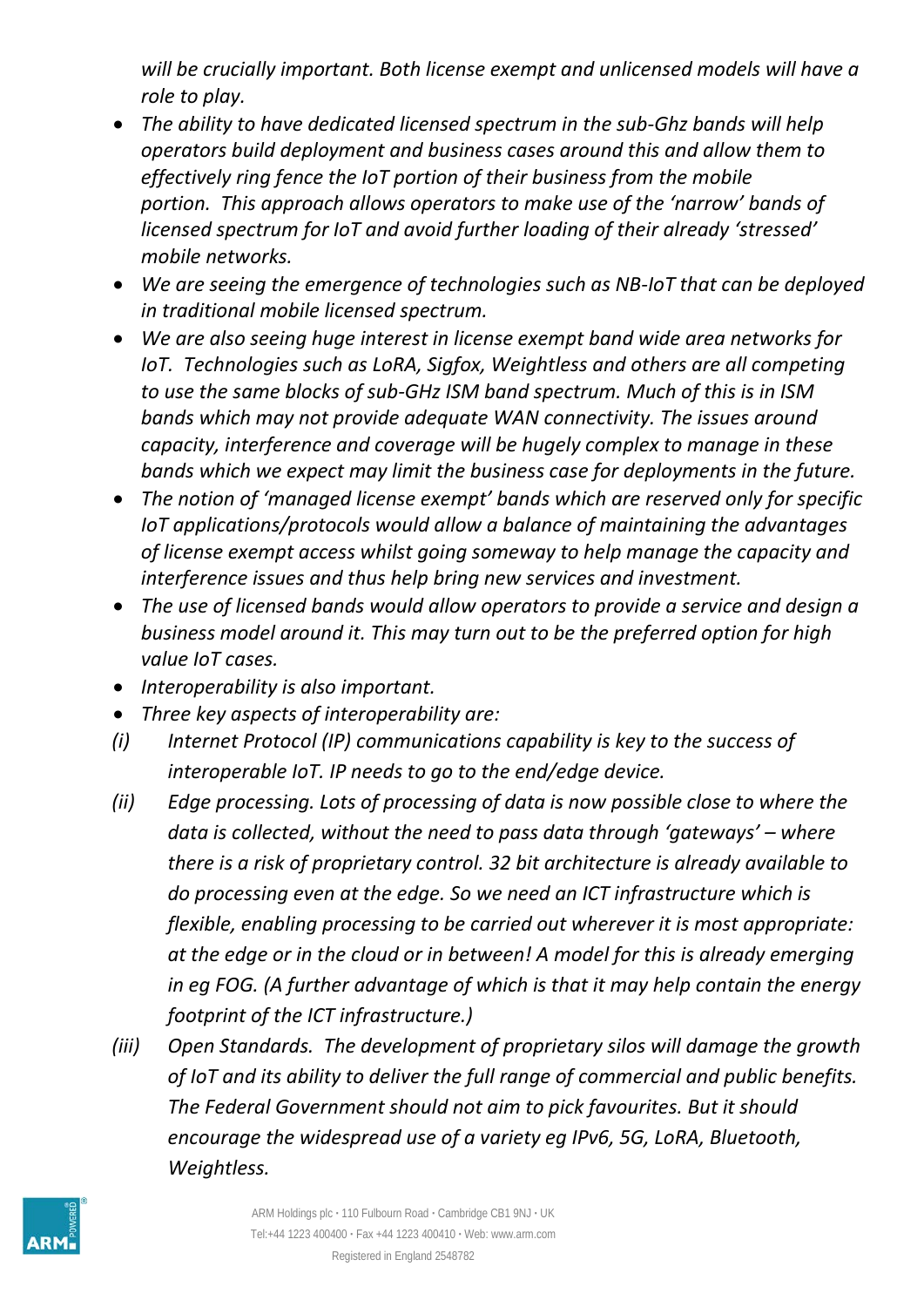*will be crucially important. Both license exempt and unlicensed models will have a role to play.*

- *The ability to have dedicated licensed spectrum in the sub-Ghz bands will help operators build deployment and business cases around this and allow them to effectively ring fence the IoT portion of their business from the mobile portion. This approach allows operators to make use of the 'narrow' bands of licensed spectrum for IoT and avoid further loading of their already 'stressed' mobile networks.*
- *We are seeing the emergence of technologies such as NB-IoT that can be deployed in traditional mobile licensed spectrum.*
- *We are also seeing huge interest in license exempt band wide area networks for IoT. Technologies such as LoRA, Sigfox, Weightless and others are all competing to use the same blocks of sub-GHz ISM band spectrum. Much of this is in ISM bands which may not provide adequate WAN connectivity. The issues around capacity, interference and coverage will be hugely complex to manage in these bands which we expect may limit the business case for deployments in the future.*
- *The notion of 'managed license exempt' bands which are reserved only for specific IoT applications/protocols would allow a balance of maintaining the advantages of license exempt access whilst going someway to help manage the capacity and interference issues and thus help bring new services and investment.*
- *The use of licensed bands would allow operators to provide a service and design a business model around it. This may turn out to be the preferred option for high value IoT cases.*
- *Interoperability is also important.*
- *Three key aspects of interoperability are:*

*(i) Internet Protocol (IP) communications capability is key to the success of interoperable IoT. IP needs to go to the end/edge device.*

*(ii) Edge processing. Lots of processing of data is now possible close to where the data is collected, without the need to pass data through 'gateways' – where there is a risk of proprietary control. 32 bit architecture is already available to do processing even at the edge. So we need an ICT infrastructure which is flexible, enabling processing to be carried out wherever it is most appropriate: at the edge or in the cloud or in between! A model for this is already emerging in eg FOG. (A further advantage of which is that it may help contain the energy footprint of the ICT infrastructure.)*

*(iii) Open Standards. The development of proprietary silos will damage the growth of IoT and its ability to deliver the full range of commercial and public benefits. The Federal Government should not aim to pick favourites. But it should encourage the widespread use of a variety eg IPv6, 5G, LoRA, Bluetooth, Weightless.*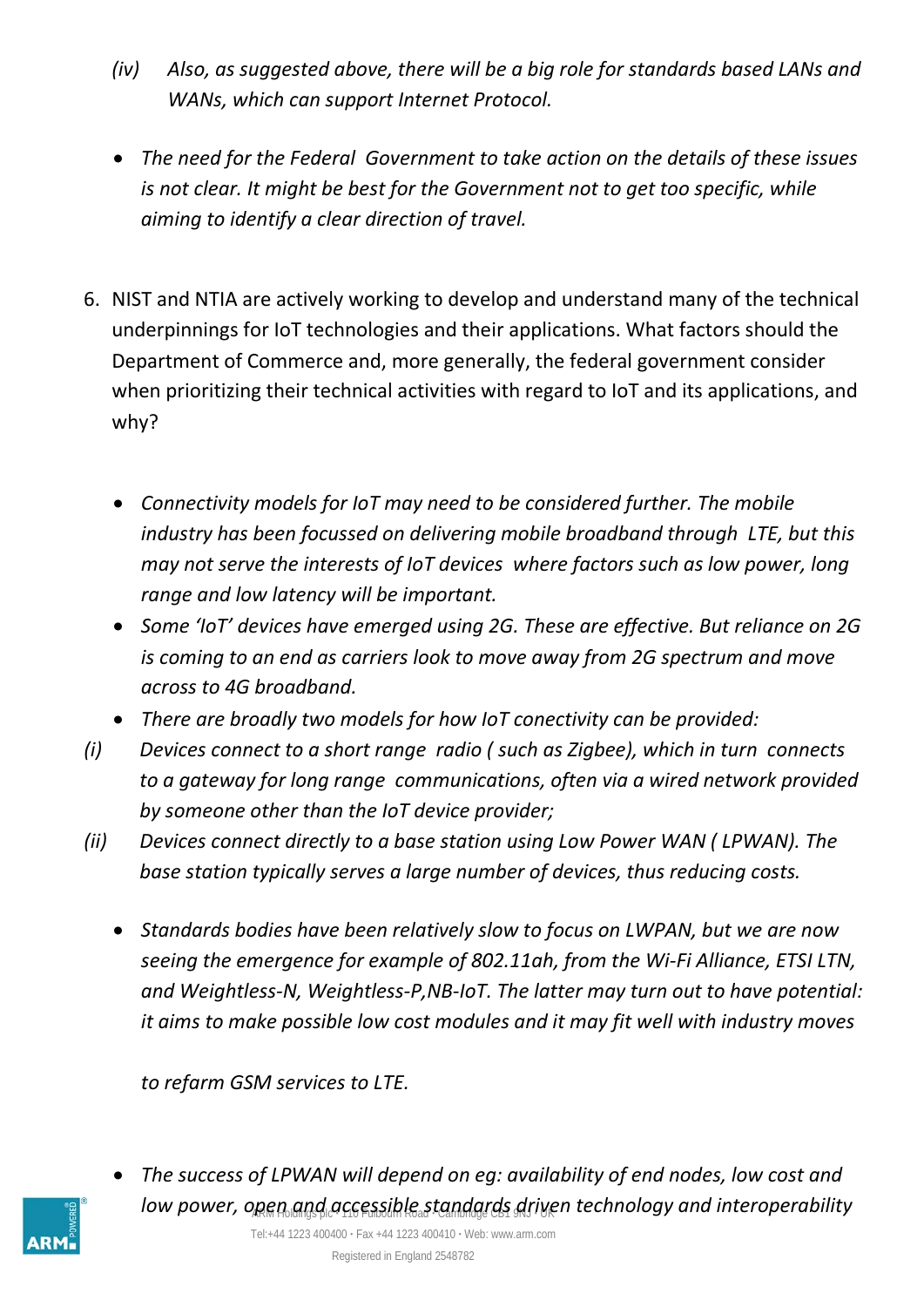*(iv) Also, as suggested above, there will be a big role for standards based LANs and WANs, which can support Internet Protocol.*

- *The need for the Federal Government to take action on the details of these issues is not clear. It might be best for the Government not to get too specific, while aiming to identify a clear direction of travel.*

6. NIST and NTIA are actively working to develop and understand many of the technical underpinnings for IoT technologies and their applications. What factors should the Department of Commerce and, more generally, the federal government consider when prioritizing their technical activities with regard to IoT and its applications, and why?

- *Connectivity models for IoT may need to be considered further. The mobile industry has been focussed on delivering mobile broadband through LTE, but this may not serve the interests of IoT devices where factors such as low power, long range and low latency will be important.*
- *Some 'IoT' devices have emerged using 2G. These are effective. But reliance on 2G is coming to an end as carriers look to move away from 2G spectrum and move across to 4G broadband.*
- *There are broadly two models for how IoT conectivity can be provided:*

*(i) Devices connect to a short range radio ( such as Zigbee), which in turn connects to a gateway for long range communications, often via a wired network provided by someone other than the IoT device provider;*

*(ii) Devices connect directly to a base station using Low Power WAN ( LPWAN). The base station typically serves a large number of devices, thus reducing costs.*

- *Standards bodies have been relatively slow to focus on LWPAN, but we are now seeing the emergence for example of 802.11ah, from the Wi-Fi Alliance, ETSI LTN, and Weightless-N, Weightless-P,NB-IoT. The latter may turn out to have potential: it aims to make possible low cost modules and it may fit well with industry moves to refarm GSM services to LTE.*

- *The success of LPWAN will depend on eg: availability of end nodes, low cost and low power, open and accessible standards driven technology and interoperability*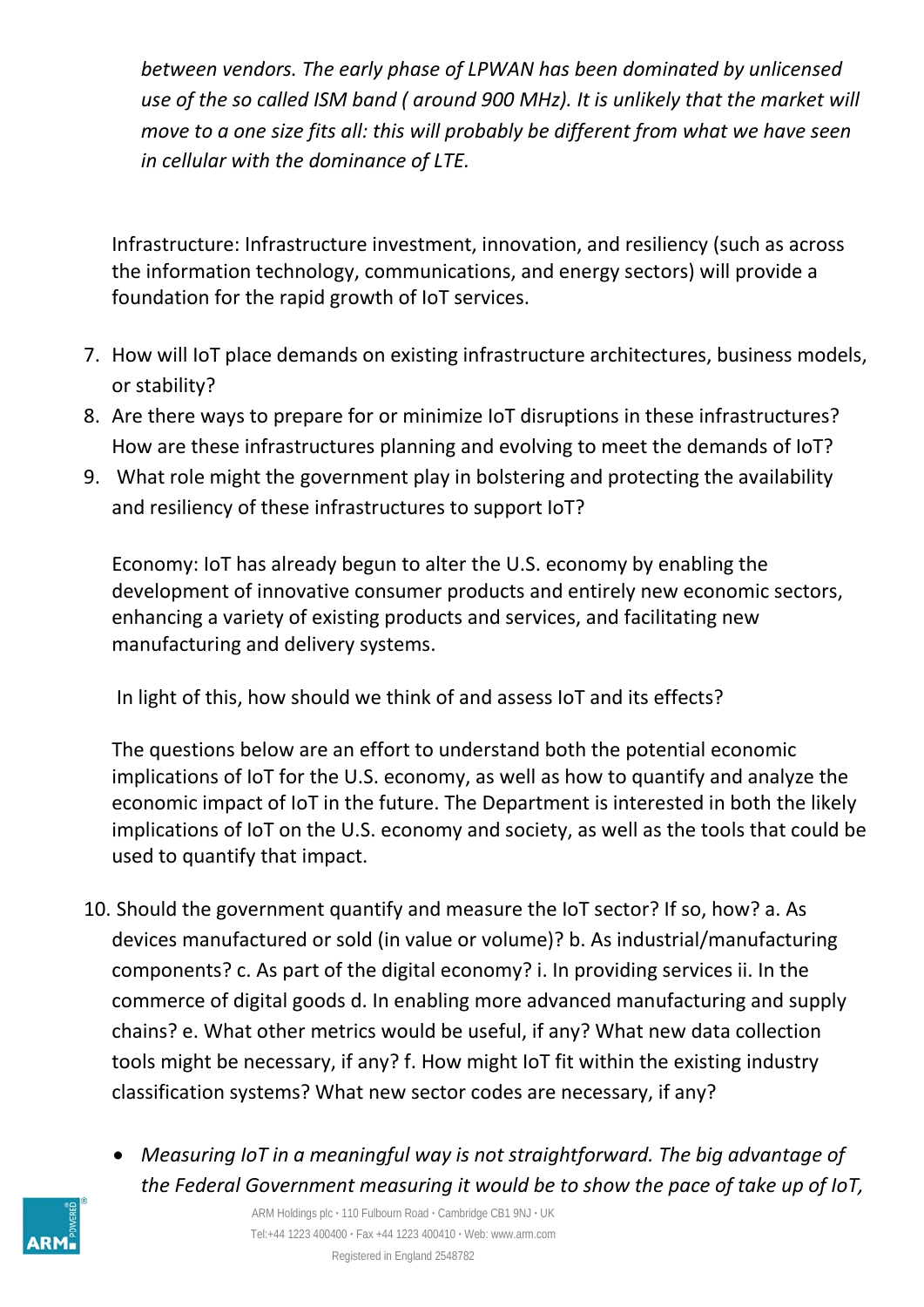*between vendors. The early phase of LPWAN has been dominated by unlicensed use of the so called ISM band ( around 900 MHz). It is unlikely that the market will move to a one size fits all: this will probably be different from what we have seen in cellular with the dominance of LTE.*

Infrastructure: Infrastructure investment, innovation, and resiliency (such as across the information technology, communications, and energy sectors) will provide a foundation for the rapid growth of IoT services.

7. How will IoT place demands on existing infrastructure architectures, business models, or stability?
8. Are there ways to prepare for or minimize IoT disruptions in these infrastructures? How are these infrastructures planning and evolving to meet the demands of IoT?
9. What role might the government play in bolstering and protecting the availability and resiliency of these infrastructures to support IoT?

Economy: IoT has already begun to alter the U.S. economy by enabling the development of innovative consumer products and entirely new economic sectors, enhancing a variety of existing products and services, and facilitating new manufacturing and delivery systems.

In light of this, how should we think of and assess IoT and its effects?

The questions below are an effort to understand both the potential economic implications of IoT for the U.S. economy, as well as how to quantify and analyze the economic impact of IoT in the future. The Department is interested in both the likely implications of IoT on the U.S. economy and society, as well as the tools that could be used to quantify that impact.

10. Should the government quantify and measure the IoT sector? If so, how? a. As devices manufactured or sold (in value or volume)? b. As industrial/manufacturing components? c. As part of the digital economy? i. In providing services ii. In the commerce of digital goods d. In enabling more advanced manufacturing and supply chains? e. What other metrics would be useful, if any? What new data collection tools might be necessary, if any? f. How might IoT fit within the existing industry classification systems? What new sector codes are necessary, if any?

- *Measuring IoT in a meaningful way is not straightforward. The big advantage of the Federal Government measuring it would be to show the pace of take up of IoT,*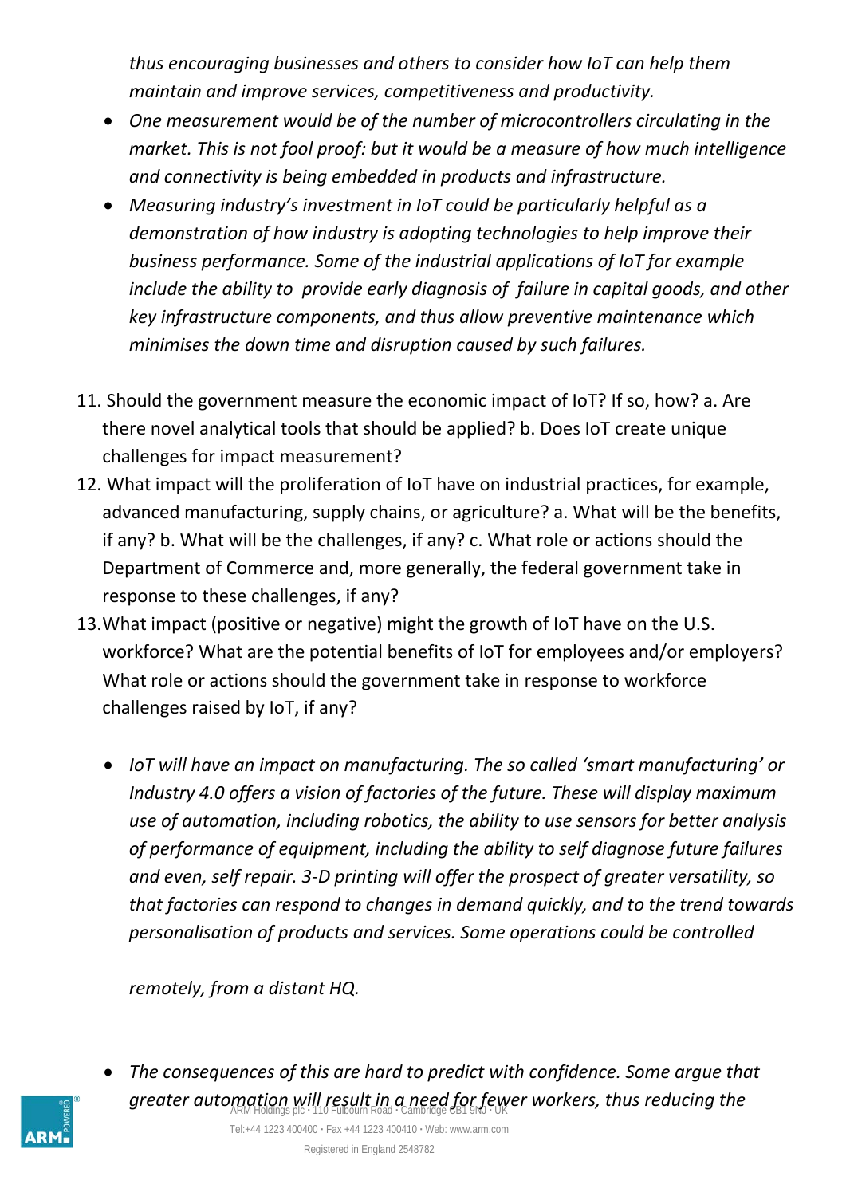*thus encouraging businesses and others to consider how IoT can help them maintain and improve services, competitiveness and productivity.*

- *One measurement would be of the number of microcontrollers circulating in the market. This is not fool proof: but it would be a measure of how much intelligence and connectivity is being embedded in products and infrastructure.*
- *Measuring industry's investment in IoT could be particularly helpful as a demonstration of how industry is adopting technologies to help improve their business performance. Some of the industrial applications of IoT for example include the ability to provide early diagnosis of failure in capital goods, and other key infrastructure components, and thus allow preventive maintenance which minimises the down time and disruption caused by such failures.*

11. Should the government measure the economic impact of IoT? If so, how? a. Are there novel analytical tools that should be applied? b. Does IoT create unique challenges for impact measurement?
12. What impact will the proliferation of IoT have on industrial practices, for example, advanced manufacturing, supply chains, or agriculture? a. What will be the benefits, if any? b. What will be the challenges, if any? c. What role or actions should the Department of Commerce and, more generally, the federal government take in response to these challenges, if any?
13. What impact (positive or negative) might the growth of IoT have on the U.S. workforce? What are the potential benefits of IoT for employees and/or employers? What role or actions should the government take in response to workforce challenges raised by IoT, if any?

- *IoT will have an impact on manufacturing. The so called 'smart manufacturing' or Industry 4.0 offers a vision of factories of the future. These will display maximum use of automation, including robotics, the ability to use sensors for better analysis of performance of equipment, including the ability to self diagnose future failures and even, self repair. 3-D printing will offer the prospect of greater versatility, so that factories can respond to changes in demand quickly, and to the trend towards personalisation of products and services. Some operations could be controlled remotely, from a distant HQ.*
- *The consequences of this are hard to predict with confidence. Some argue that greater automation will result in a need for fewer workers, thus reducing the*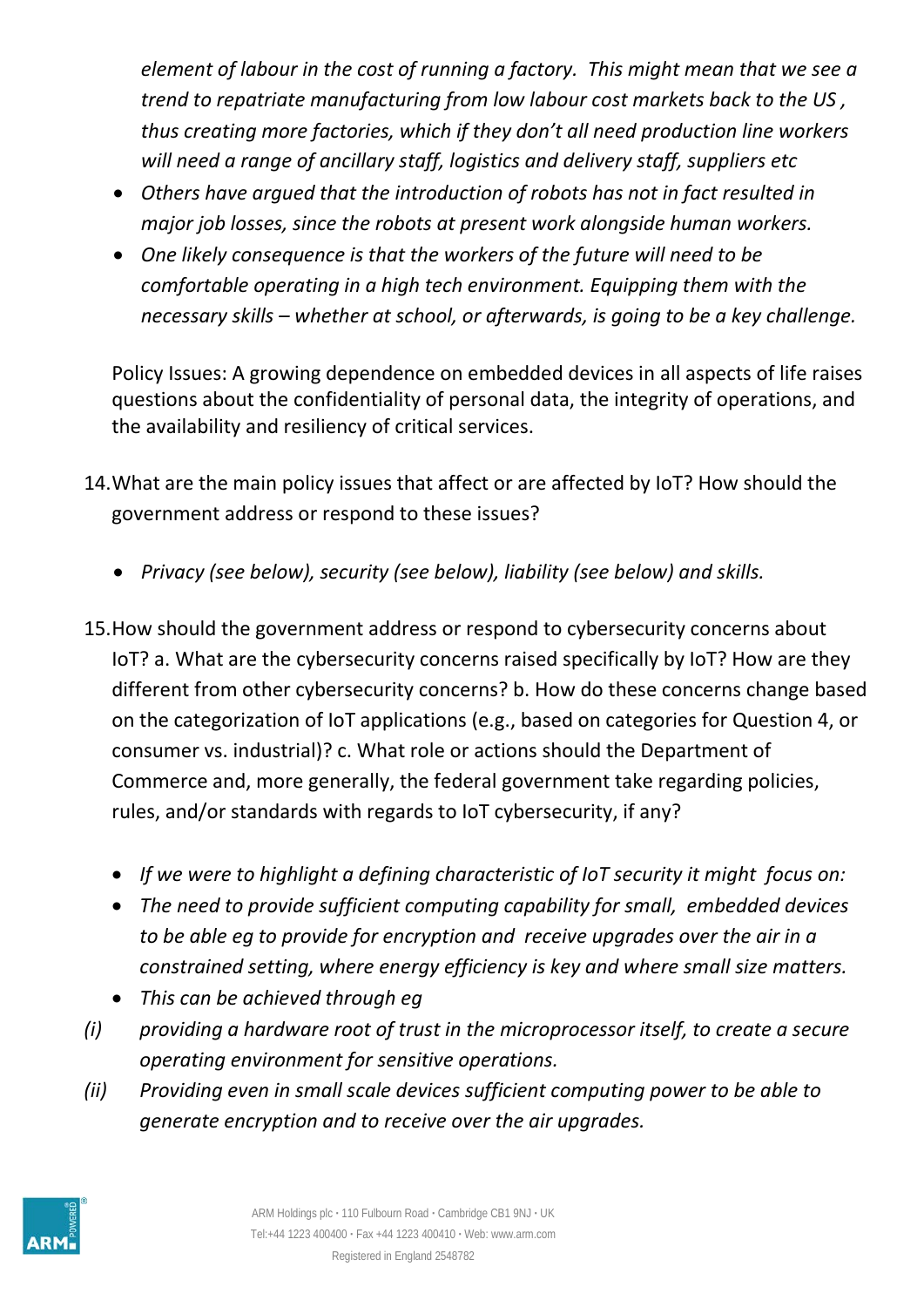*element of labour in the cost of running a factory. This might mean that we see a trend to repatriate manufacturing from low labour cost markets back to the US , thus creating more factories, which if they don't all need production line workers will need a range of ancillary staff, logistics and delivery staff, suppliers etc*

- *Others have argued that the introduction of robots has not in fact resulted in major job losses, since the robots at present work alongside human workers.*
- *One likely consequence is that the workers of the future will need to be comfortable operating in a high tech environment. Equipping them with the necessary skills – whether at school, or afterwards, is going to be a key challenge.*

Policy Issues: A growing dependence on embedded devices in all aspects of life raises questions about the confidentiality of personal data, the integrity of operations, and the availability and resiliency of critical services.

14. What are the main policy issues that affect or are affected by IoT? How should the government address or respond to these issues?

    - *Privacy (see below), security (see below), liability (see below) and skills.*

15. How should the government address or respond to cybersecurity concerns about IoT? a. What are the cybersecurity concerns raised specifically by IoT? How are they different from other cybersecurity concerns? b. How do these concerns change based on the categorization of IoT applications (e.g., based on categories for Question 4, or consumer vs. industrial)? c. What role or actions should the Department of Commerce and, more generally, the federal government take regarding policies, rules, and/or standards with regards to IoT cybersecurity, if any?

    - *If we were to highlight a defining characteristic of IoT security it might focus on:*
    - *The need to provide sufficient computing capability for small, embedded devices to be able eg to provide for encryption and receive upgrades over the air in a constrained setting, where energy efficiency is key and where small size matters.*
    - *This can be achieved through eg*

*(i)* *providing a hardware root of trust in the microprocessor itself, to create a secure operating environment for sensitive operations.*

*(ii)* *Providing even in small scale devices sufficient computing power to be able to generate encryption and to receive over the air upgrades.*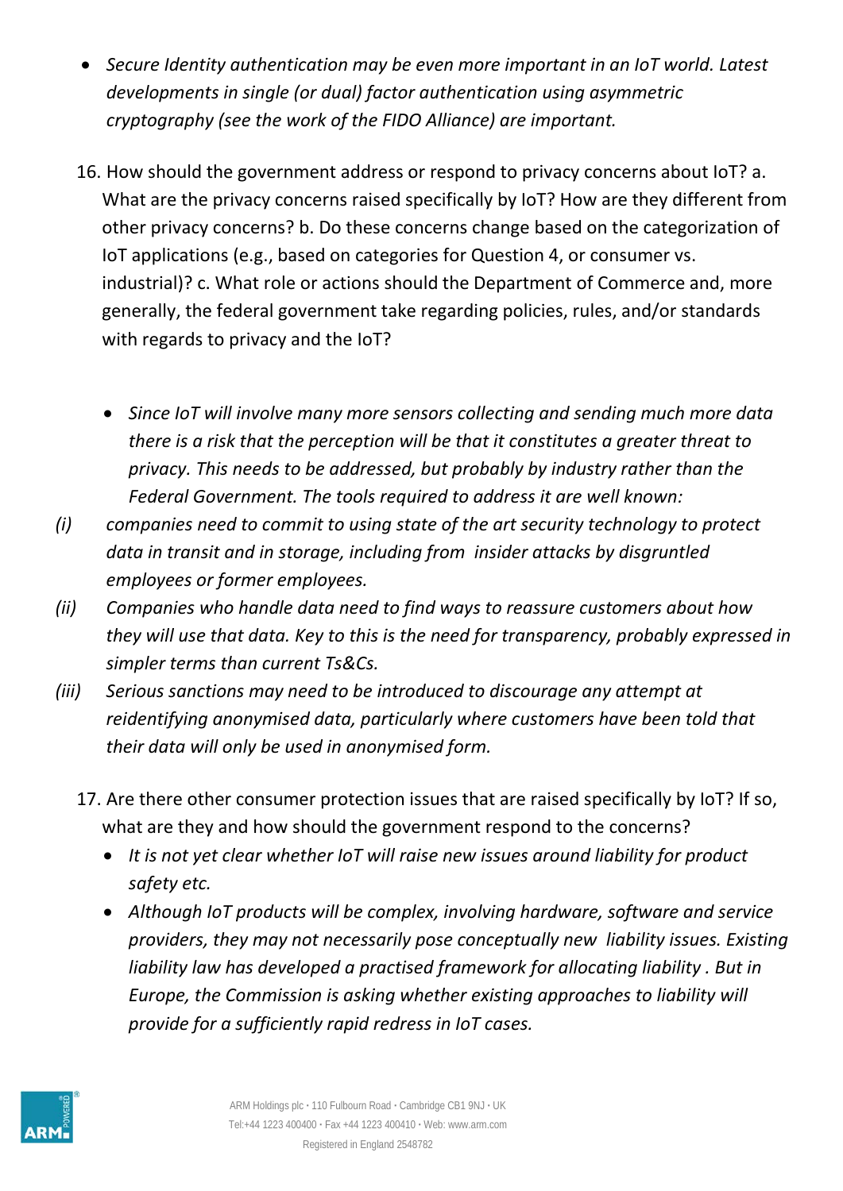- *Secure Identity authentication may be even more important in an IoT world. Latest developments in single (or dual) factor authentication using asymmetric cryptography (see the work of the FIDO Alliance) are important.*

16. How should the government address or respond to privacy concerns about IoT? a. What are the privacy concerns raised specifically by IoT? How are they different from other privacy concerns? b. Do these concerns change based on the categorization of IoT applications (e.g., based on categories for Question 4, or consumer vs. industrial)? c. What role or actions should the Department of Commerce and, more generally, the federal government take regarding policies, rules, and/or standards with regards to privacy and the IoT?

    - *Since IoT will involve many more sensors collecting and sending much more data there is a risk that the perception will be that it constitutes a greater threat to privacy. This needs to be addressed, but probably by industry rather than the Federal Government. The tools required to address it are well known:*

*(i)* *companies need to commit to using state of the art security technology to protect data in transit and in storage, including from insider attacks by disgruntled employees or former employees.*

*(ii)* *Companies who handle data need to find ways to reassure customers about how they will use that data. Key to this is the need for transparency, probably expressed in simpler terms than current Ts&Cs.*

*(iii)* *Serious sanctions may need to be introduced to discourage any attempt at reidentifying anonymised data, particularly where customers have been told that their data will only be used in anonymised form.*

17. Are there other consumer protection issues that are raised specifically by IoT? If so, what are they and how should the government respond to the concerns?
    - *It is not yet clear whether IoT will raise new issues around liability for product safety etc.*
    - *Although IoT products will be complex, involving hardware, software and service providers, they may not necessarily pose conceptually new liability issues. Existing liability law has developed a practised framework for allocating liability . But in Europe, the Commission is asking whether existing approaches to liability will provide for a sufficiently rapid redress in IoT cases.*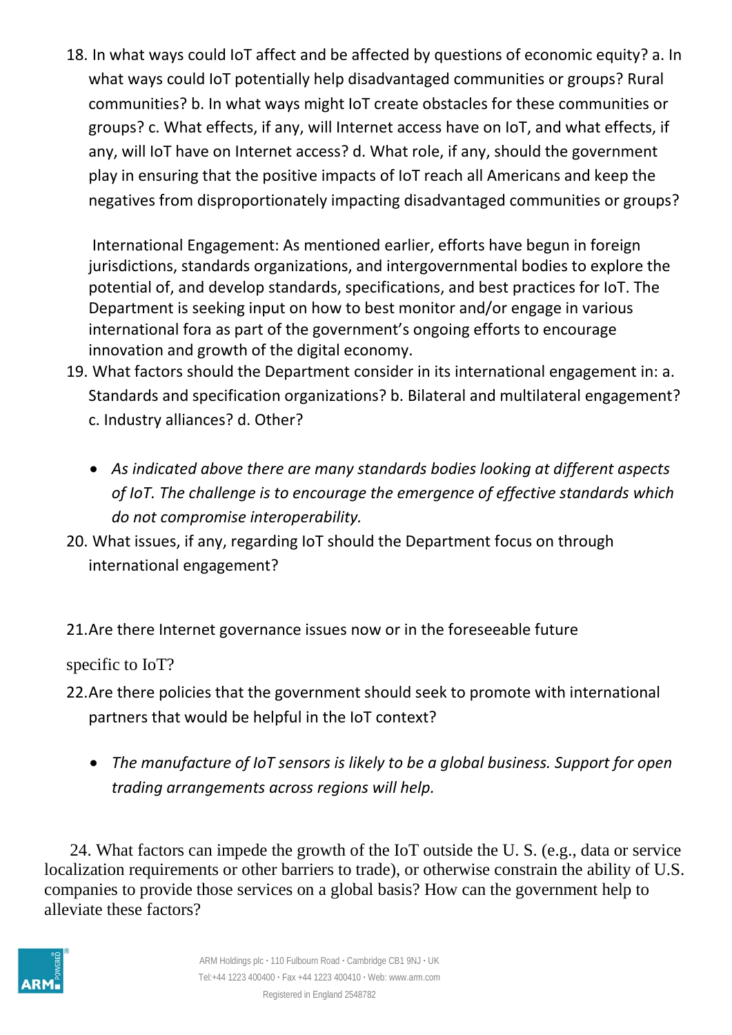18. In what ways could IoT affect and be affected by questions of economic equity? a. In what ways could IoT potentially help disadvantaged communities or groups? Rural communities? b. In what ways might IoT create obstacles for these communities or groups? c. What effects, if any, will Internet access have on IoT, and what effects, if any, will IoT have on Internet access? d. What role, if any, should the government play in ensuring that the positive impacts of IoT reach all Americans and keep the negatives from disproportionately impacting disadvantaged communities or groups?

International Engagement: As mentioned earlier, efforts have begun in foreign jurisdictions, standards organizations, and intergovernmental bodies to explore the potential of, and develop standards, specifications, and best practices for IoT. The Department is seeking input on how to best monitor and/or engage in various international fora as part of the government's ongoing efforts to encourage innovation and growth of the digital economy.

19. What factors should the Department consider in its international engagement in: a. Standards and specification organizations? b. Bilateral and multilateral engagement? c. Industry alliances? d. Other?

    - *As indicated above there are many standards bodies looking at different aspects of IoT. The challenge is to encourage the emergence of effective standards which do not compromise interoperability.*

20. What issues, if any, regarding IoT should the Department focus on through international engagement?

21. Are there Internet governance issues now or in the foreseeable future specific to IoT?

22. Are there policies that the government should seek to promote with international partners that would be helpful in the IoT context?

    - *The manufacture of IoT sensors is likely to be a global business. Support for open trading arrangements across regions will help.*

24. What factors can impede the growth of the IoT outside the U. S. (e.g., data or service localization requirements or other barriers to trade), or otherwise constrain the ability of U.S. companies to provide those services on a global basis? How can the government help to alleviate these factors?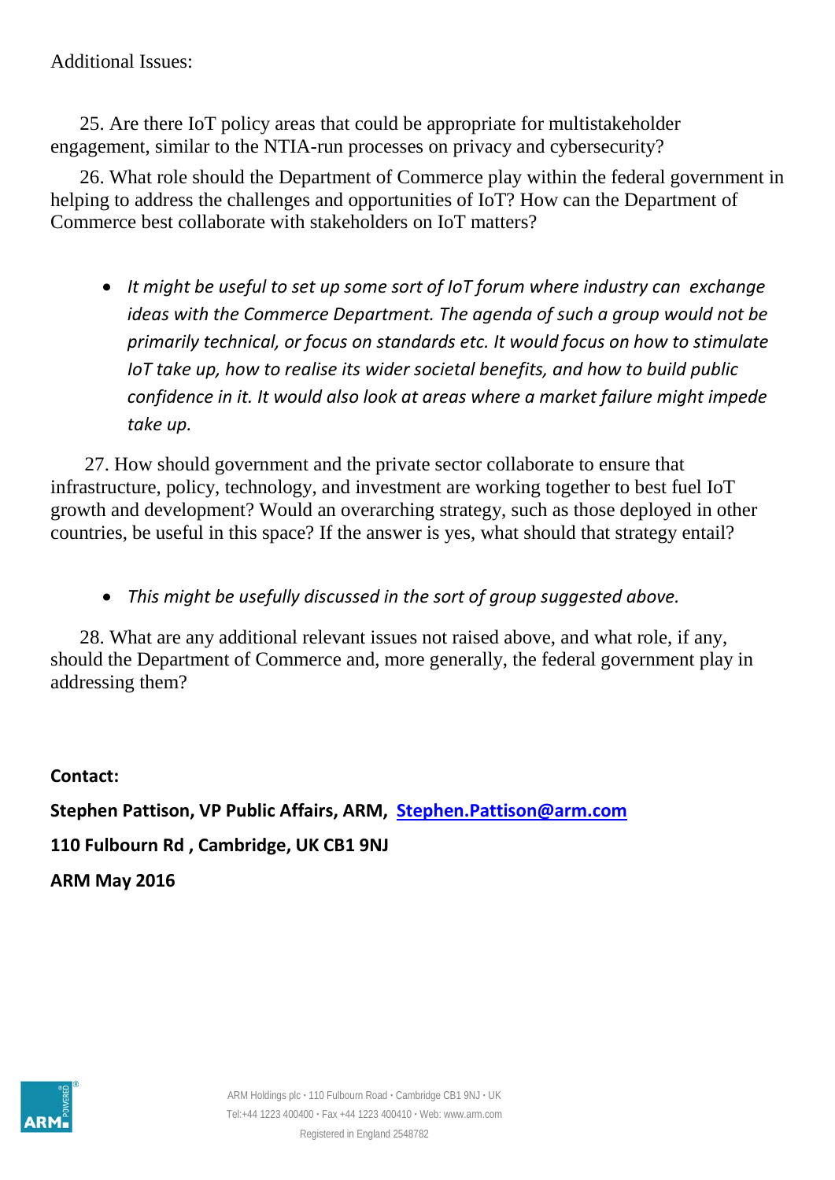Additional Issues:

25. Are there IoT policy areas that could be appropriate for multistakeholder engagement, similar to the NTIA-run processes on privacy and cybersecurity?

26. What role should the Department of Commerce play within the federal government in helping to address the challenges and opportunities of IoT? How can the Department of Commerce best collaborate with stakeholders on IoT matters?

- *It might be useful to set up some sort of IoT forum where industry can exchange ideas with the Commerce Department. The agenda of such a group would not be primarily technical, or focus on standards etc. It would focus on how to stimulate IoT take up, how to realise its wider societal benefits, and how to build public confidence in it. It would also look at areas where a market failure might impede take up.*

27. How should government and the private sector collaborate to ensure that infrastructure, policy, technology, and investment are working together to best fuel IoT growth and development? Would an overarching strategy, such as those deployed in other countries, be useful in this space? If the answer is yes, what should that strategy entail?

- *This might be usefully discussed in the sort of group suggested above.*

28. What are any additional relevant issues not raised above, and what role, if any, should the Department of Commerce and, more generally, the federal government play in addressing them?

**Contact:**

**Stephen Pattison, VP Public Affairs, ARM, [Stephen.Pattison@arm.com](mailto:Stephen.Pattison@arm.com)**

**110 Fulbourn Rd , Cambridge, UK CB1 9NJ**

**ARM May 2016**

ARM Holdings plc • 110 Fulbourn Road • Cambridge CB1 9NJ • UK
Tel:+44 1223 400400 • Fax +44 1223 400410 • Web: www.arm.com
Registered in England 2548782